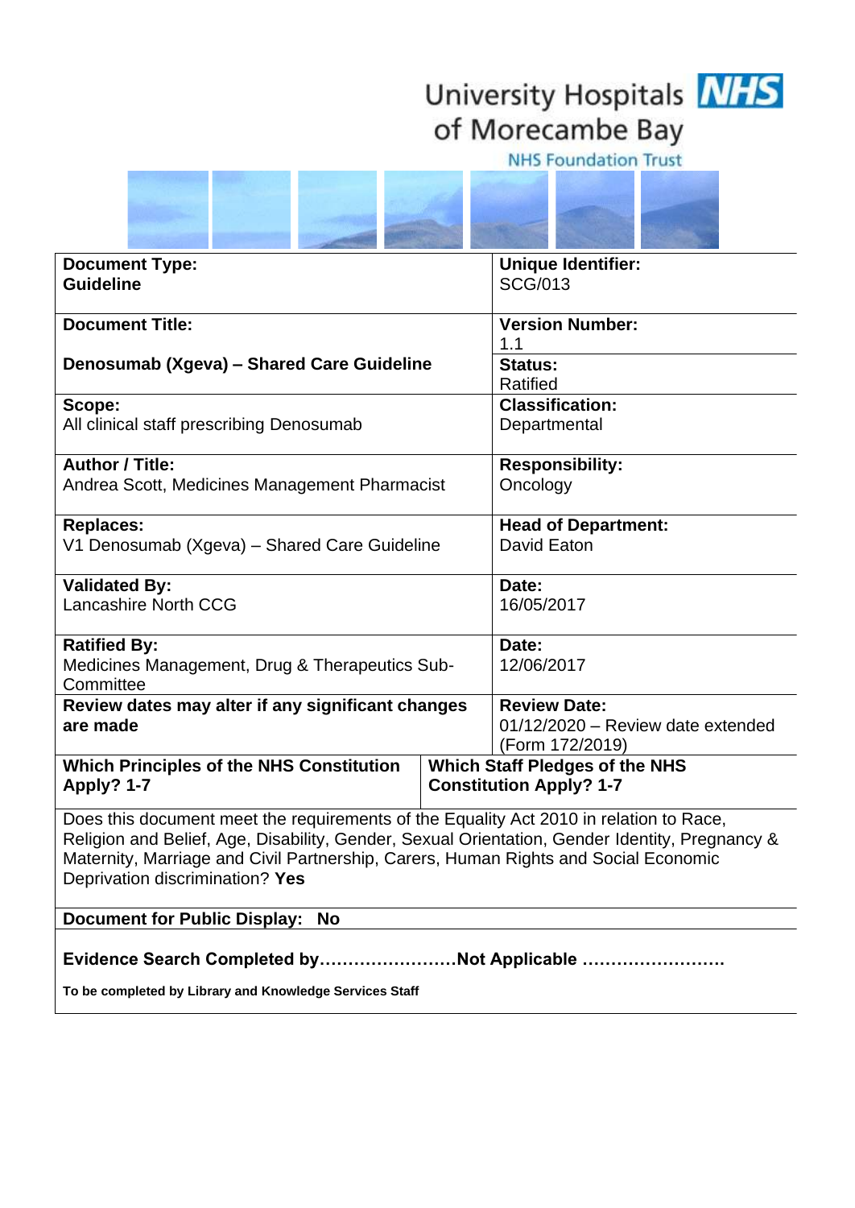University Hospitals of Morecambe Bay NHS Foundation Trust

| **Document Type:**<br>**Guideline** | **Unique Identifier:**<br>SCG/013 |
|---|---|
| **Document Title:**<br><br>**Denosumab (Xgeva) – Shared Care Guideline** | **Version Number:**<br>1.1<br>**Status:**<br>Ratified |
| **Scope:**<br>All clinical staff prescribing Denosumab | **Classification:**<br>Departmental |
| **Author / Title:**<br>Andrea Scott, Medicines Management Pharmacist | **Responsibility:**<br>Oncology |
| **Replaces:**<br>V1 Denosumab (Xgeva) – Shared Care Guideline | **Head of Department:**<br>David Eaton |
| **Validated By:**<br>Lancashire North CCG | **Date:**<br>16/05/2017 |
| **Ratified By:**<br>Medicines Management, Drug & Therapeutics Sub-Committee | **Date:**<br>12/06/2017 |
| **Review dates may alter if any significant changes are made** | **Review Date:**<br>01/12/2020 – Review date extended (Form 172/2019) |
| **Which Principles of the NHS Constitution Apply? 1-7** | **Which Staff Pledges of the NHS Constitution Apply? 1-7** |

Does this document meet the requirements of the Equality Act 2010 in relation to Race, Religion and Belief, Age, Disability, Sexual Orientation, Gender Identity, Pregnancy & Maternity, Marriage and Civil Partnership, Carers, Human Rights and Social Economic Deprivation discrimination? **Yes**

**Document for Public Display: No**

**Evidence Search Completed by……………………Not Applicable ……………………**

**To be completed by Library and Knowledge Services Staff**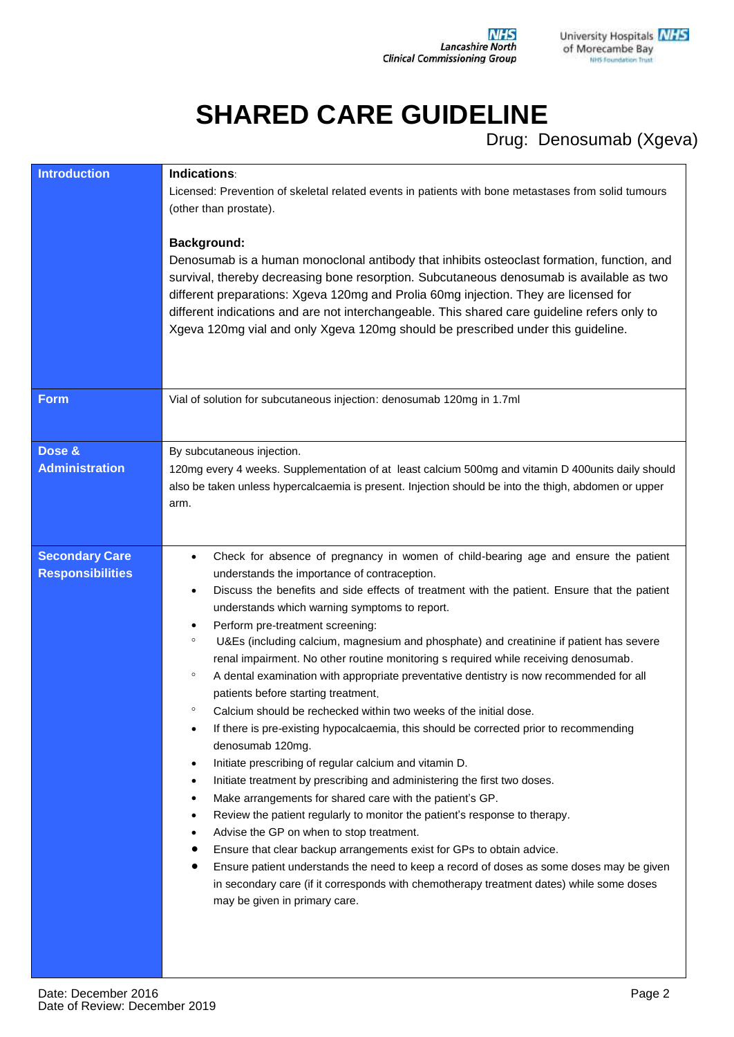# SHARED CARE GUIDELINE

Drug: Denosumab (Xgeva)

| | |
|---|---|
| **Introduction** | **Indications**:<br>Licensed: Prevention of skeletal related events in patients with bone metastases from solid tumours (other than prostate).<br><br>**Background:**<br>Denosumab is a human monoclonal antibody that inhibits osteoclast formation, function, and survival, thereby decreasing bone resorption. Subcutaneous denosumab is available as two different preparations: Xgeva 120mg and Prolia 60mg injection. They are licensed for different indications and are not interchangeable. This shared care guideline refers only to Xgeva 120mg vial and only Xgeva 120mg should be prescribed under this guideline. |
| **Form** | Vial of solution for subcutaneous injection: denosumab 120mg in 1.7ml |
| **Dose & Administration** | By subcutaneous injection.<br>120mg every 4 weeks. Supplementation of at least calcium 500mg and vitamin D 400units daily should also be taken unless hypercalcaemia is present. Injection should be into the thigh, abdomen or upper arm. |
| **Secondary Care Responsibilities** | • Check for absence of pregnancy in women of child-bearing age and ensure the patient understands the importance of contraception.<br>• Discuss the benefits and side effects of treatment with the patient. Ensure that the patient understands which warning symptoms to report.<br>• Perform pre-treatment screening:<br>&nbsp;&nbsp;◦ U&Es (including calcium, magnesium and phosphate) and creatinine if patient has severe renal impairment. No other routine monitoring s required while receiving denosumab.<br>&nbsp;&nbsp;◦ A dental examination with appropriate preventative dentistry is now recommended for all patients before starting treatment.<br>&nbsp;&nbsp;◦ Calcium should be rechecked within two weeks of the initial dose.<br>• If there is pre-existing hypocalcaemia, this should be corrected prior to recommending denosumab 120mg.<br>• Initiate prescribing of regular calcium and vitamin D.<br>• Initiate treatment by prescribing and administering the first two doses.<br>• Make arrangements for shared care with the patient's GP.<br>• Review the patient regularly to monitor the patient's response to therapy.<br>• Advise the GP on when to stop treatment.<br>• Ensure that clear backup arrangements exist for GPs to obtain advice.<br>• Ensure patient understands the need to keep a record of doses as some doses may be given in secondary care (if it corresponds with chemotherapy treatment dates) while some doses may be given in primary care. |

Date: December 2016
Date of Review: December 2019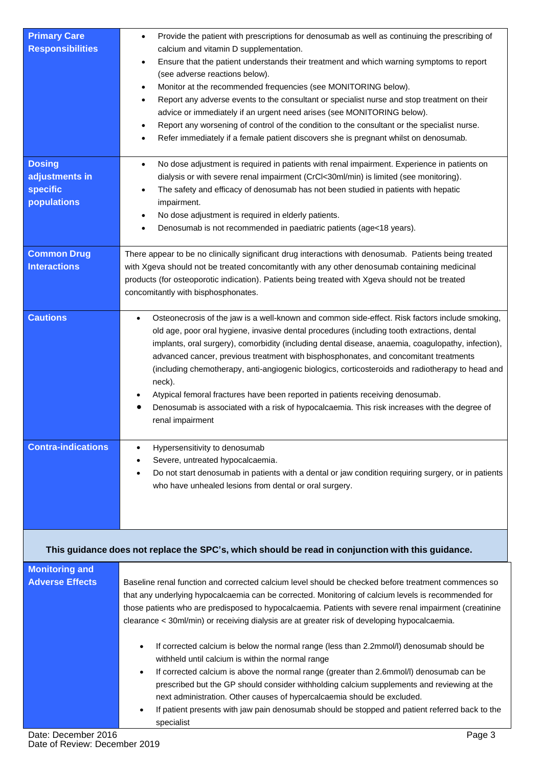| | |
|---|---|
| **Primary Care Responsibilities** | • Provide the patient with prescriptions for denosumab as well as continuing the prescribing of calcium and vitamin D supplementation.<br>• Ensure that the patient understands their treatment and which warning symptoms to report (see adverse reactions below).<br>• Monitor at the recommended frequencies (see MONITORING below).<br>• Report any adverse events to the consultant or specialist nurse and stop treatment on their advice or immediately if an urgent need arises (see MONITORING below).<br>• Report any worsening of control of the condition to the consultant or the specialist nurse.<br>• Refer immediately if a female patient discovers she is pregnant whilst on denosumab. |
| **Dosing adjustments in specific populations** | • No dose adjustment is required in patients with renal impairment. Experience in patients on dialysis or with severe renal impairment (CrCl<30ml/min) is limited (see monitoring).<br>• The safety and efficacy of denosumab has not been studied in patients with hepatic impairment.<br>• No dose adjustment is required in elderly patients.<br>• Denosumab is not recommended in paediatric patients (age<18 years). |
| **Common Drug Interactions** | There appear to be no clinically significant drug interactions with denosumab. Patients being treated with Xgeva should not be treated concomitantly with any other denosumab containing medicinal products (for osteoporotic indication). Patients being treated with Xgeva should not be treated concomitantly with bisphosphonates. |
| **Cautions** | • Osteonecrosis of the jaw is a well-known and common side-effect. Risk factors include smoking, old age, poor oral hygiene, invasive dental procedures (including tooth extractions, dental implants, oral surgery), comorbidity (including dental disease, anaemia, coagulopathy, infection), advanced cancer, previous treatment with bisphosphonates, and concomitant treatments (including chemotherapy, anti-angiogenic biologics, corticosteroids and radiotherapy to head and neck).<br>• Atypical femoral fractures have been reported in patients receiving denosumab.<br>• Denosumab is associated with a risk of hypocalcaemia. This risk increases with the degree of renal impairment |
| **Contra-indications** | • Hypersensitivity to denosumab<br>• Severe, untreated hypocalcaemia.<br>• Do not start denosumab in patients with a dental or jaw condition requiring surgery, or in patients who have unhealed lesions from dental or oral surgery. |

**This guidance does not replace the SPC's, which should be read in conjunction with this guidance.**

| | |
|---|---|
| **Monitoring and Adverse Effects** | Baseline renal function and corrected calcium level should be checked before treatment commences so that any underlying hypocalcaemia can be corrected. Monitoring of calcium levels is recommended for those patients who are predisposed to hypocalcaemia. Patients with severe renal impairment (creatinine clearance < 30ml/min) or receiving dialysis are at greater risk of developing hypocalcaemia.<br><br>• If corrected calcium is below the normal range (less than 2.2mmol/l) denosumab should be withheld until calcium is within the normal range<br>• If corrected calcium is above the normal range (greater than 2.6mmol/l) denosumab can be prescribed but the GP should consider withholding calcium supplements and reviewing at the next administration. Other causes of hypercalcaemia should be excluded.<br>• If patient presents with jaw pain denosumab should be stopped and patient referred back to the specialist |

Date: December 2016
Date of Review: December 2019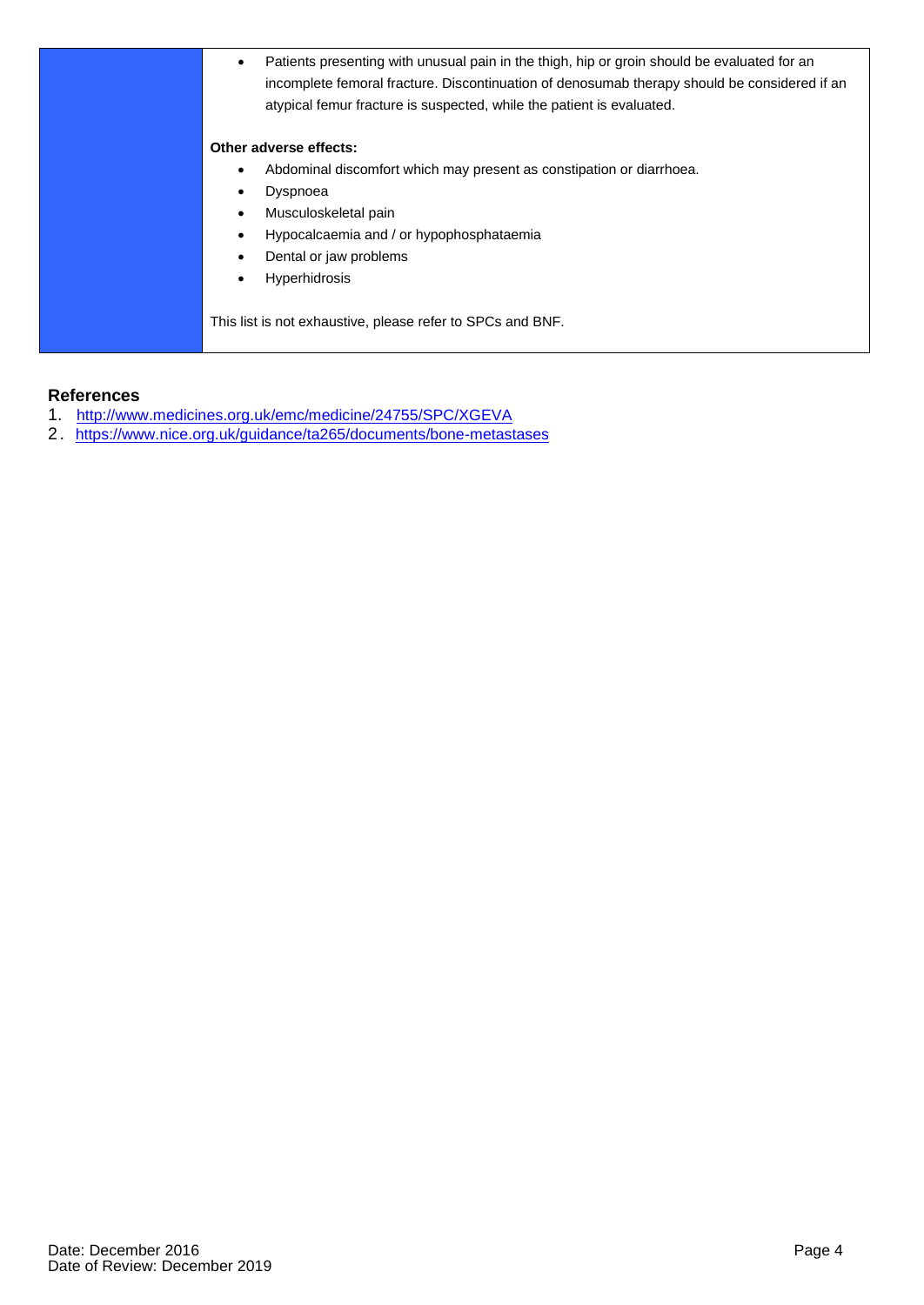| | |
|---|---|
| | • Patients presenting with unusual pain in the thigh, hip or groin should be evaluated for an incomplete femoral fracture. Discontinuation of denosumab therapy should be considered if an atypical femur fracture is suspected, while the patient is evaluated.<br><br>**Other adverse effects:**<br>• Abdominal discomfort which may present as constipation or diarrhoea.<br>• Dyspnoea<br>• Musculoskeletal pain<br>• Hypocalcaemia and / or hypophosphataemia<br>• Dental or jaw problems<br>• Hyperhidrosis<br><br>This list is not exhaustive, please refer to SPCs and BNF. |

## References

1. http://www.medicines.org.uk/emc/medicine/24755/SPC/XGEVA
2. https://www.nice.org.uk/guidance/ta265/documents/bone-metastases

Date: December 2016
Date of Review: December 2019